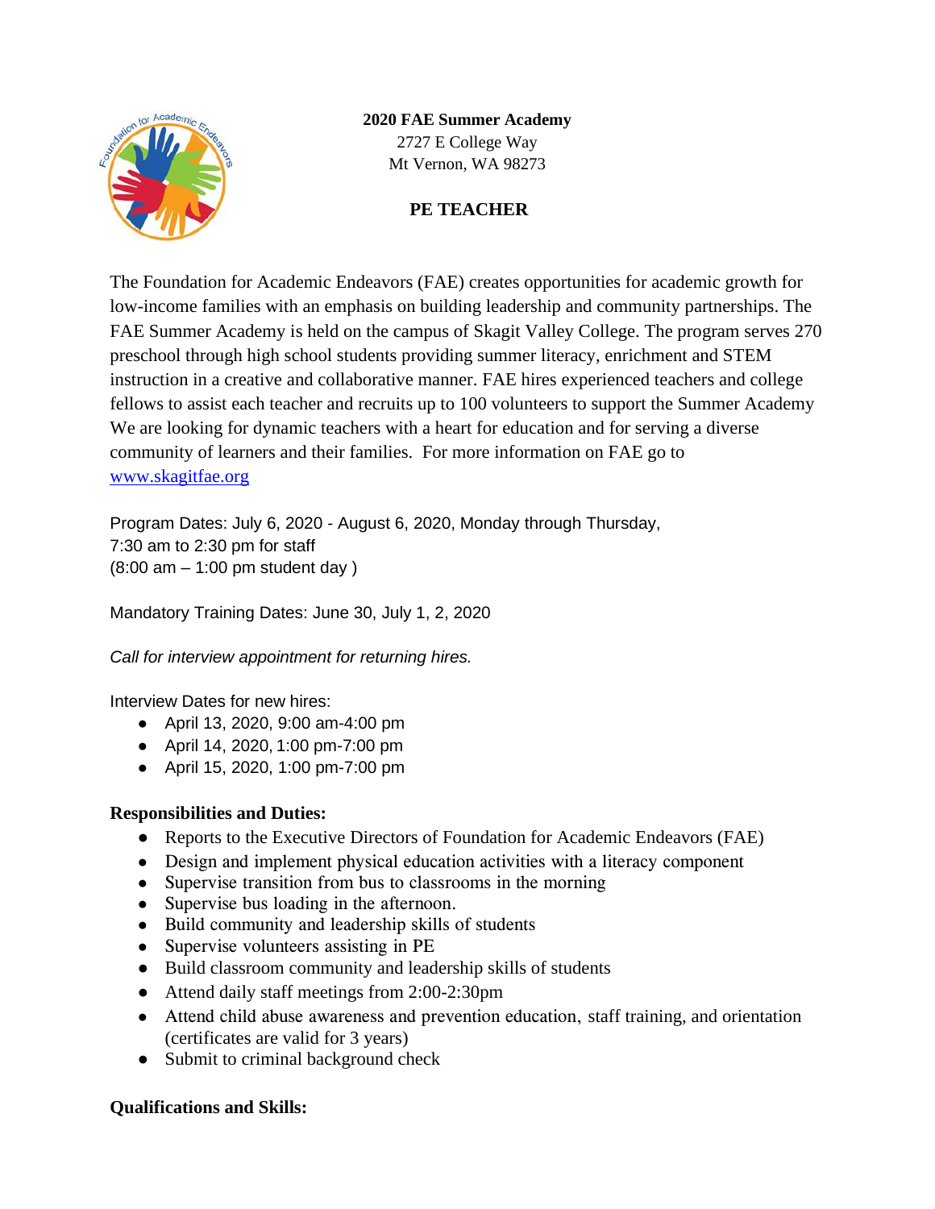**2020 FAE Summer Academy**
2727 E College Way
Mt Vernon, WA 98273

# PE TEACHER

The Foundation for Academic Endeavors (FAE) creates opportunities for academic growth for low-income families with an emphasis on building leadership and community partnerships. The FAE Summer Academy is held on the campus of Skagit Valley College. The program serves 270 preschool through high school students providing summer literacy, enrichment and STEM instruction in a creative and collaborative manner. FAE hires experienced teachers and college fellows to assist each teacher and recruits up to 100 volunteers to support the Summer Academy We are looking for dynamic teachers with a heart for education and for serving a diverse community of learners and their families. For more information on FAE go to [www.skagitfae.org](http://www.skagitfae.org)

Program Dates: July 6, 2020 - August 6, 2020, Monday through Thursday,
7:30 am to 2:30 pm for staff
(8:00 am – 1:00 pm student day )

Mandatory Training Dates: June 30, July 1, 2, 2020

*Call for interview appointment for returning hires.*

Interview Dates for new hires:

- April 13, 2020, 9:00 am-4:00 pm
- April 14, 2020, 1:00 pm-7:00 pm
- April 15, 2020, 1:00 pm-7:00 pm

**Responsibilities and Duties:**

- Reports to the Executive Directors of Foundation for Academic Endeavors (FAE)
- Design and implement physical education activities with a literacy component
- Supervise transition from bus to classrooms in the morning
- Supervise bus loading in the afternoon.
- Build community and leadership skills of students
- Supervise volunteers assisting in PE
- Build classroom community and leadership skills of students
- Attend daily staff meetings from 2:00-2:30pm
- Attend child abuse awareness and prevention education, staff training, and orientation (certificates are valid for 3 years)
- Submit to criminal background check

**Qualifications and Skills:**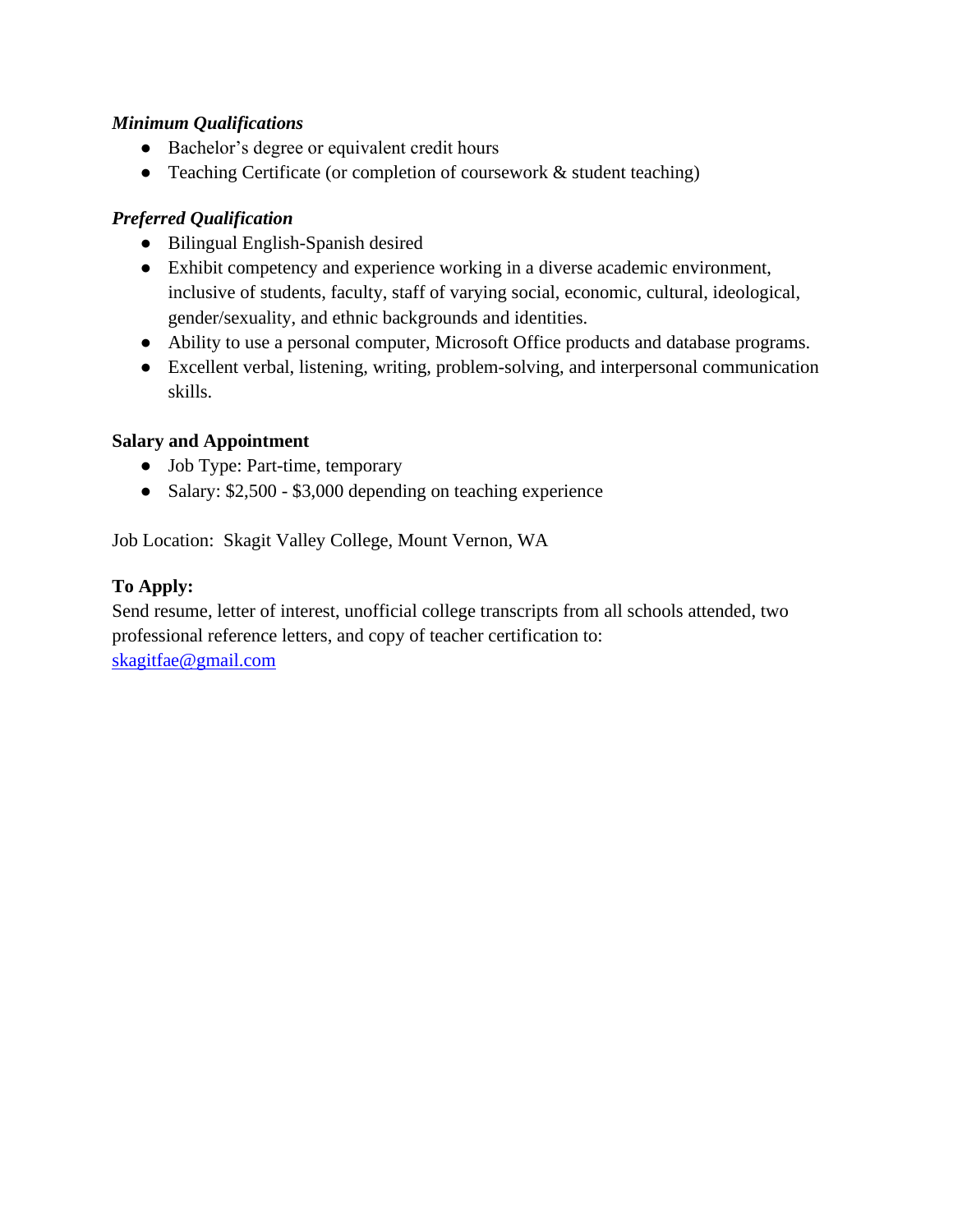***Minimum Qualifications***

- Bachelor's degree or equivalent credit hours
- Teaching Certificate (or completion of coursework & student teaching)

***Preferred Qualification***

- Bilingual English-Spanish desired
- Exhibit competency and experience working in a diverse academic environment, inclusive of students, faculty, staff of varying social, economic, cultural, ideological, gender/sexuality, and ethnic backgrounds and identities.
- Ability to use a personal computer, Microsoft Office products and database programs.
- Excellent verbal, listening, writing, problem-solving, and interpersonal communication skills.

**Salary and Appointment**

- Job Type: Part-time, temporary
- Salary: $2,500 - $3,000 depending on teaching experience

Job Location: Skagit Valley College, Mount Vernon, WA

**To Apply:**

Send resume, letter of interest, unofficial college transcripts from all schools attended, two professional reference letters, and copy of teacher certification to:
skagitfae@gmail.com